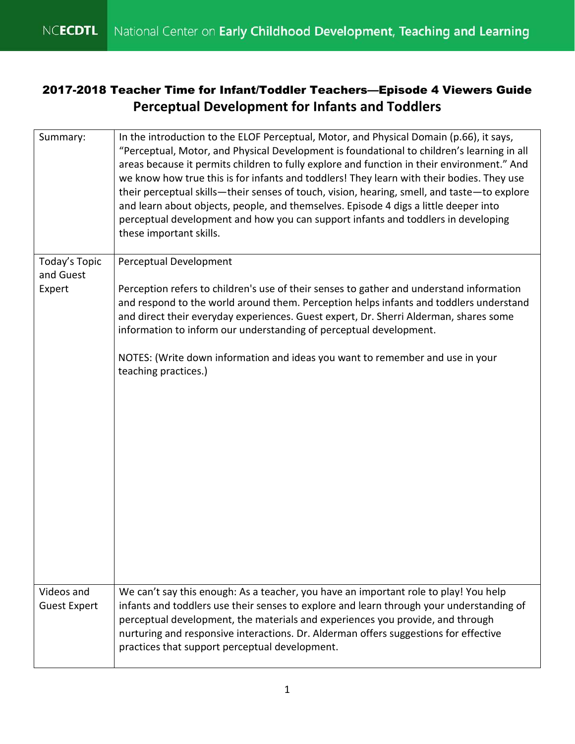# 2017-2018 Teacher Time for Infant/Toddler Teachers—Episode 4 Viewers Guide

## Perceptual Development for Infants and Toddlers

| | |
|---|---|
| Summary: | In the introduction to the ELOF Perceptual, Motor, and Physical Domain (p.66), it says, "Perceptual, Motor, and Physical Development is foundational to children's learning in all areas because it permits children to fully explore and function in their environment." And we know how true this is for infants and toddlers! They learn with their bodies. They use their perceptual skills—their senses of touch, vision, hearing, smell, and taste—to explore and learn about objects, people, and themselves. Episode 4 digs a little deeper into perceptual development and how you can support infants and toddlers in developing these important skills. |
| Today's Topic and Guest Expert | Perceptual Development<br><br>Perception refers to children's use of their senses to gather and understand information and respond to the world around them. Perception helps infants and toddlers understand and direct their everyday experiences. Guest expert, Dr. Sherri Alderman, shares some information to inform our understanding of perceptual development.<br><br>NOTES: (Write down information and ideas you want to remember and use in your teaching practices.) |
| Videos and Guest Expert | We can't say this enough: As a teacher, you have an important role to play! You help infants and toddlers use their senses to explore and learn through your understanding of perceptual development, the materials and experiences you provide, and through nurturing and responsive interactions. Dr. Alderman offers suggestions for effective practices that support perceptual development. |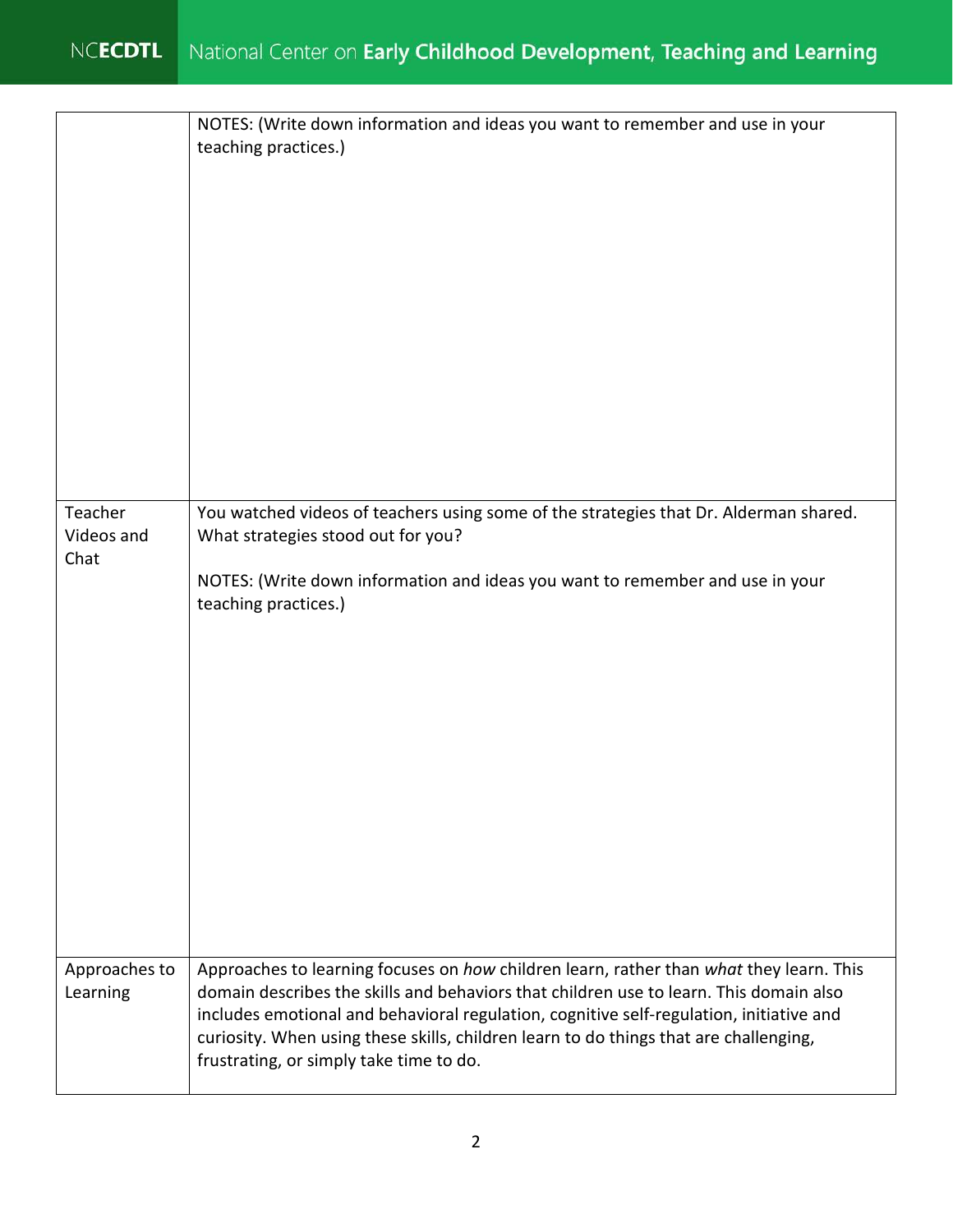|  | NOTES: (Write down information and ideas you want to remember and use in your teaching practices.) |
|---|---|
| Teacher Videos and Chat | You watched videos of teachers using some of the strategies that Dr. Alderman shared. What strategies stood out for you?<br><br>NOTES: (Write down information and ideas you want to remember and use in your teaching practices.) |
| Approaches to Learning | Approaches to learning focuses on *how* children learn, rather than *what* they learn. This domain describes the skills and behaviors that children use to learn. This domain also includes emotional and behavioral regulation, cognitive self-regulation, initiative and curiosity. When using these skills, children learn to do things that are challenging, frustrating, or simply take time to do. |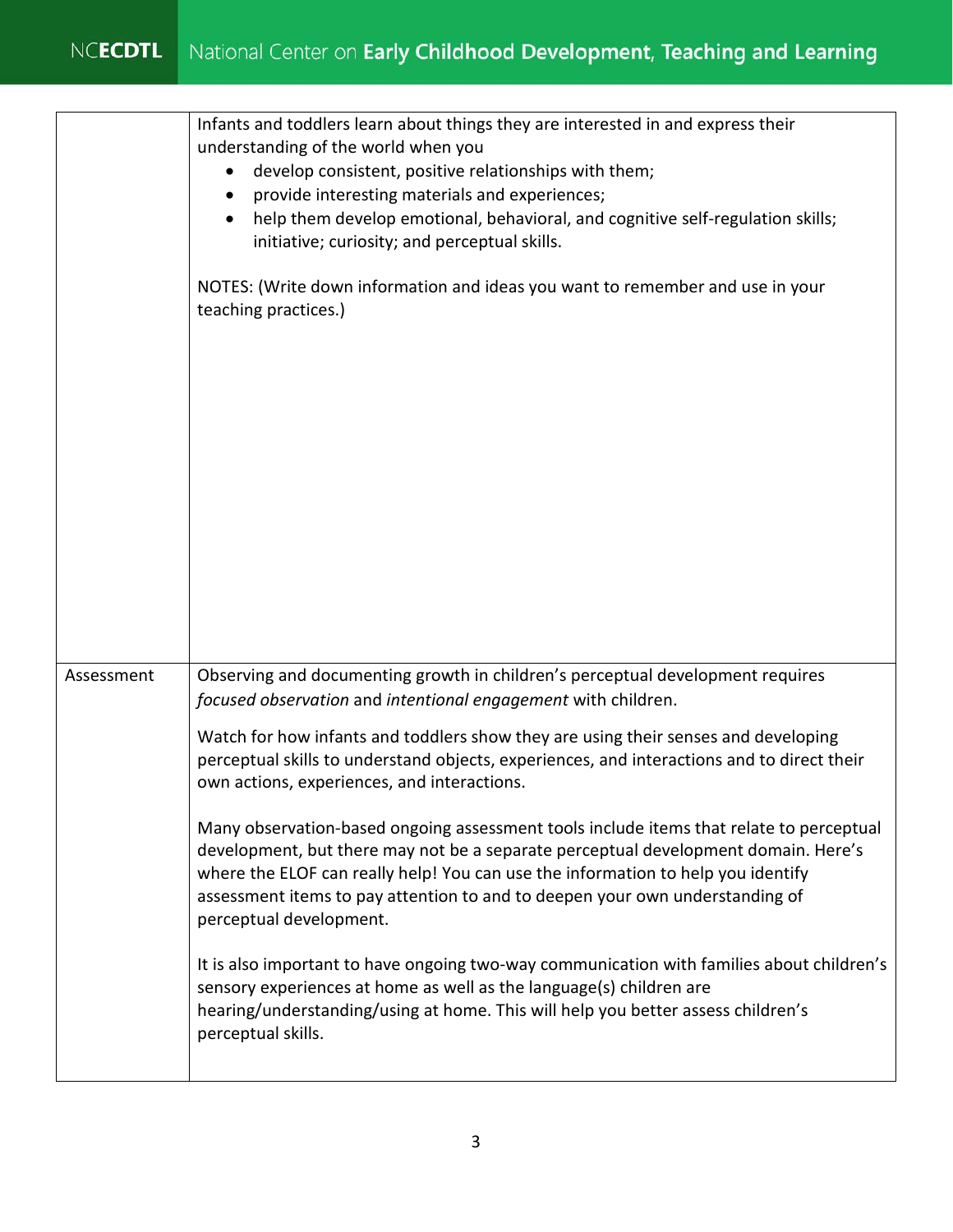|  |  |
|---|---|
|  | Infants and toddlers learn about things they are interested in and express their understanding of the world when you<br>• develop consistent, positive relationships with them;<br>• provide interesting materials and experiences;<br>• help them develop emotional, behavioral, and cognitive self-regulation skills; initiative; curiosity; and perceptual skills.<br><br>NOTES: (Write down information and ideas you want to remember and use in your teaching practices.) |
| Assessment | Observing and documenting growth in children's perceptual development requires *focused observation* and *intentional engagement* with children.<br><br>Watch for how infants and toddlers show they are using their senses and developing perceptual skills to understand objects, experiences, and interactions and to direct their own actions, experiences, and interactions.<br><br>Many observation-based ongoing assessment tools include items that relate to perceptual development, but there may not be a separate perceptual development domain. Here's where the ELOF can really help! You can use the information to help you identify assessment items to pay attention to and to deepen your own understanding of perceptual development.<br><br>It is also important to have ongoing two-way communication with families about children's sensory experiences at home as well as the language(s) children are hearing/understanding/using at home. This will help you better assess children's perceptual skills. |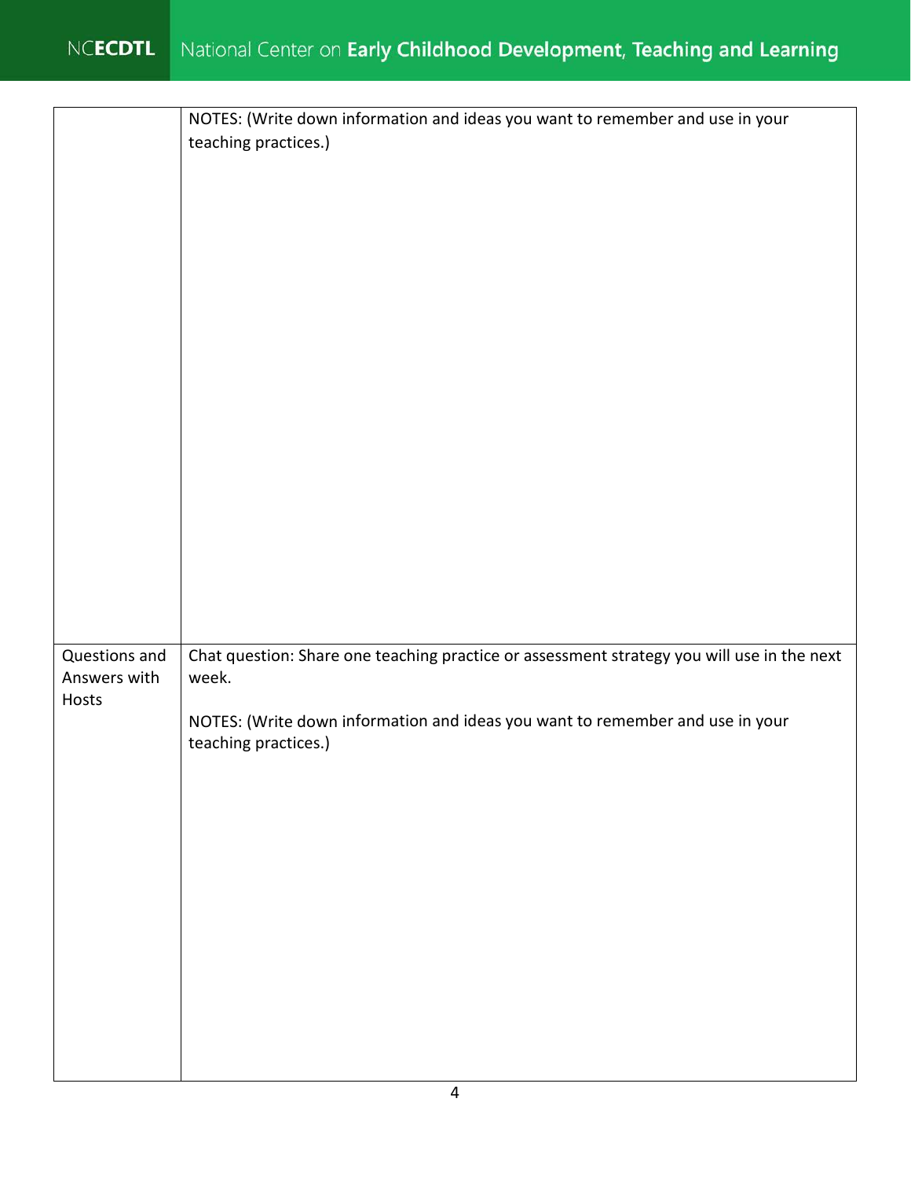|  |  |
|---|---|
|  | NOTES: (Write down information and ideas you want to remember and use in your teaching practices.) |
| Questions and Answers with Hosts | Chat question: Share one teaching practice or assessment strategy you will use in the next week.<br><br>NOTES: (Write down information and ideas you want to remember and use in your teaching practices.) |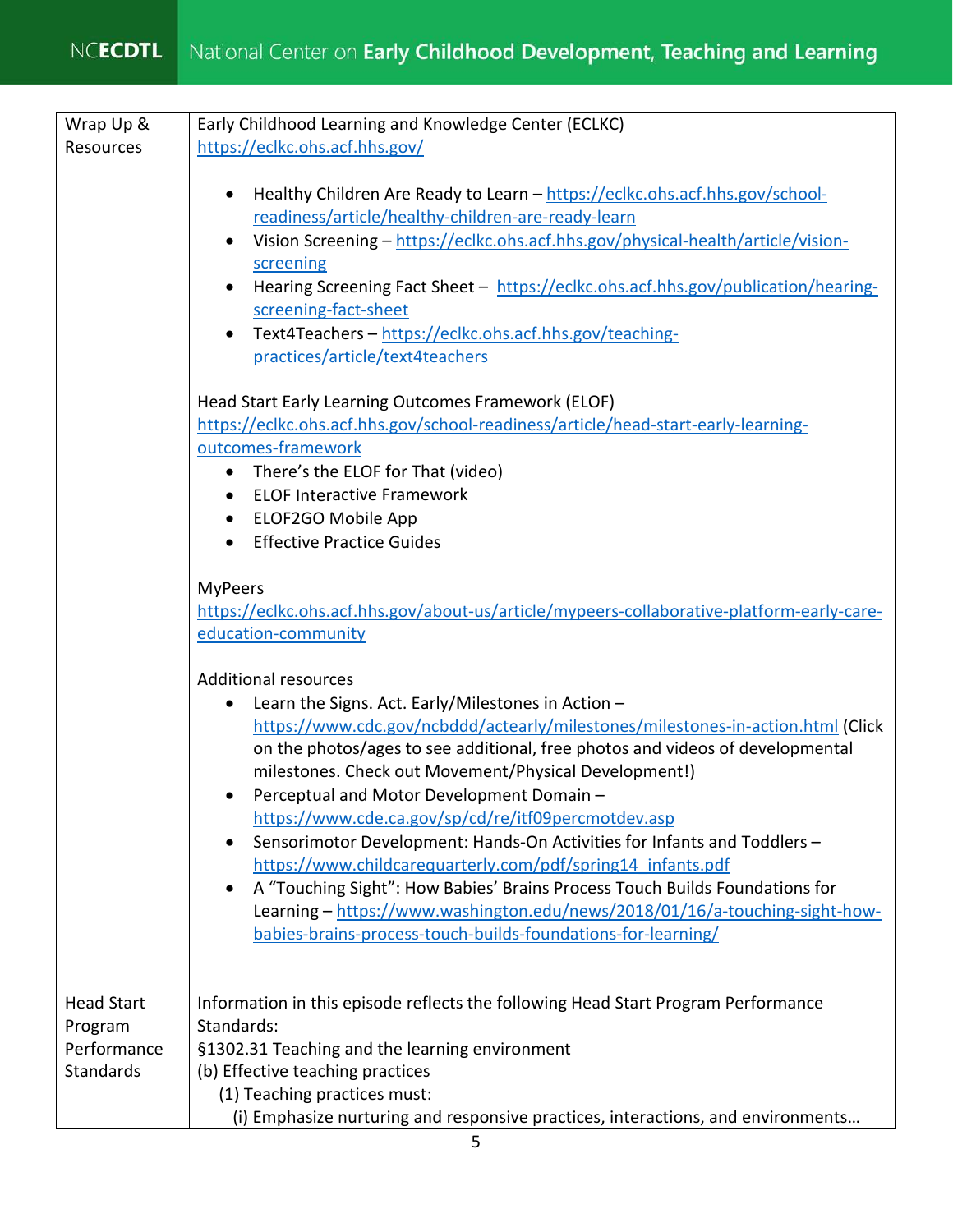| | |
|---|---|
| Wrap Up & Resources | Early Childhood Learning and Knowledge Center (ECLKC)<br>https://eclkc.ohs.acf.hhs.gov/<br><br>• Healthy Children Are Ready to Learn – https://eclkc.ohs.acf.hhs.gov/school-readiness/article/healthy-children-are-ready-learn<br>• Vision Screening – https://eclkc.ohs.acf.hhs.gov/physical-health/article/vision-screening<br>• Hearing Screening Fact Sheet – https://eclkc.ohs.acf.hhs.gov/publication/hearing-screening-fact-sheet<br>• Text4Teachers – https://eclkc.ohs.acf.hhs.gov/teaching-practices/article/text4teachers<br><br>Head Start Early Learning Outcomes Framework (ELOF)<br>https://eclkc.ohs.acf.hhs.gov/school-readiness/article/head-start-early-learning-outcomes-framework<br>• There's the ELOF for That (video)<br>• ELOF Interactive Framework<br>• ELOF2GO Mobile App<br>• Effective Practice Guides<br><br>MyPeers<br>https://eclkc.ohs.acf.hhs.gov/about-us/article/mypeers-collaborative-platform-early-care-education-community<br><br>Additional resources<br>• Learn the Signs. Act. Early/Milestones in Action – https://www.cdc.gov/ncbddd/actearly/milestones/milestones-in-action.html (Click on the photos/ages to see additional, free photos and videos of developmental milestones. Check out Movement/Physical Development!)<br>• Perceptual and Motor Development Domain – https://www.cde.ca.gov/sp/cd/re/itf09percmotdev.asp<br>• Sensorimotor Development: Hands-On Activities for Infants and Toddlers – https://www.childcarequarterly.com/pdf/spring14_infants.pdf<br>• A "Touching Sight": How Babies' Brains Process Touch Builds Foundations for Learning – https://www.washington.edu/news/2018/01/16/a-touching-sight-how-babies-brains-process-touch-builds-foundations-for-learning/ |
| Head Start Program Performance Standards | Information in this episode reflects the following Head Start Program Performance Standards:<br>§1302.31 Teaching and the learning environment<br>(b) Effective teaching practices<br>(1) Teaching practices must:<br>(i) Emphasize nurturing and responsive practices, interactions, and environments… |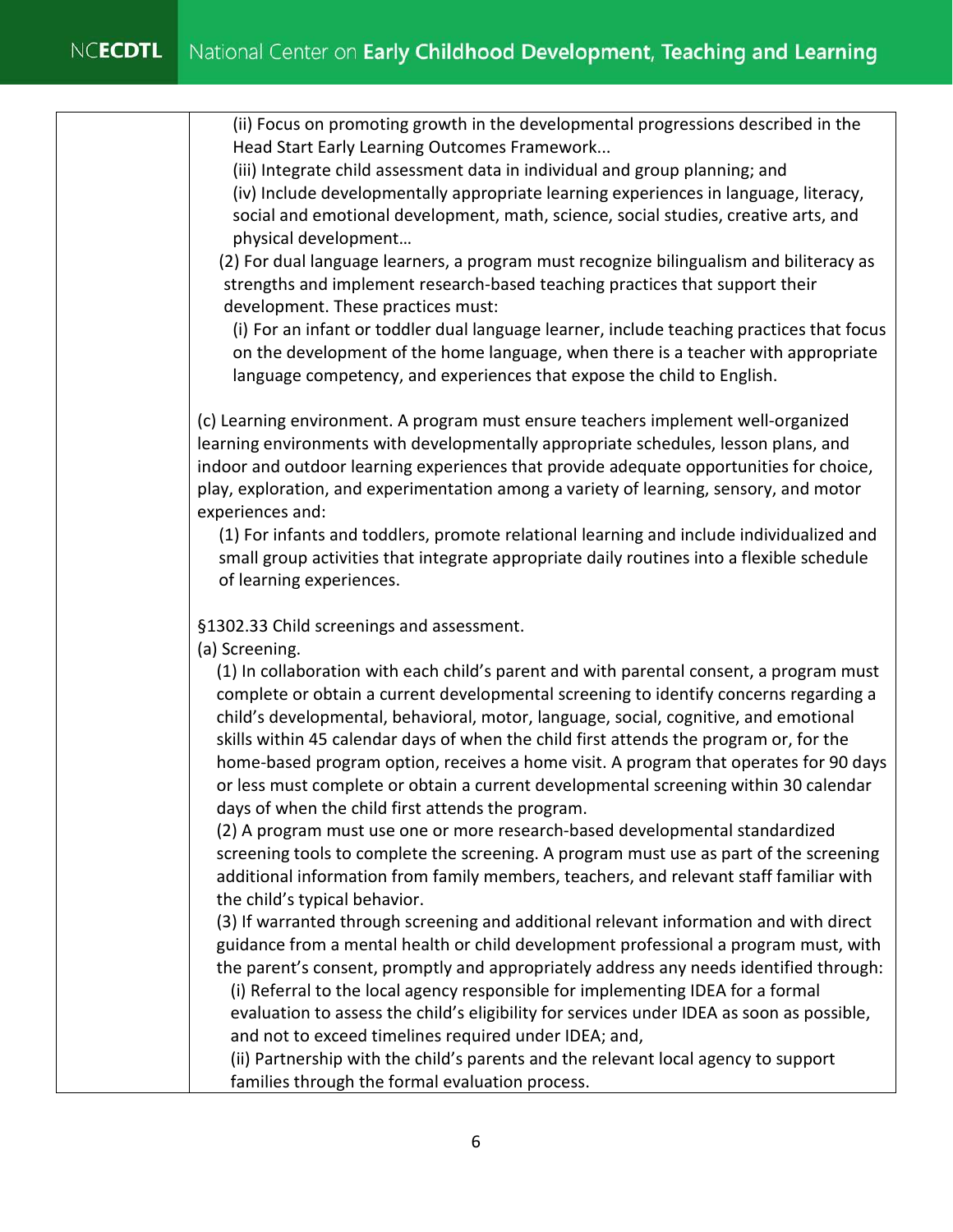| | (ii) Focus on promoting growth in the developmental progressions described in the Head Start Early Learning Outcomes Framework...<br>(iii) Integrate child assessment data in individual and group planning; and<br>(iv) Include developmentally appropriate learning experiences in language, literacy, social and emotional development, math, science, social studies, creative arts, and physical development…<br>(2) For dual language learners, a program must recognize bilingualism and biliteracy as strengths and implement research-based teaching practices that support their development. These practices must:<br>(i) For an infant or toddler dual language learner, include teaching practices that focus on the development of the home language, when there is a teacher with appropriate language competency, and experiences that expose the child to English.<br><br>(c) Learning environment. A program must ensure teachers implement well-organized learning environments with developmentally appropriate schedules, lesson plans, and indoor and outdoor learning experiences that provide adequate opportunities for choice, play, exploration, and experimentation among a variety of learning, sensory, and motor experiences and:<br>(1) For infants and toddlers, promote relational learning and include individualized and small group activities that integrate appropriate daily routines into a flexible schedule of learning experiences.<br><br>§1302.33 Child screenings and assessment.<br>(a) Screening.<br>(1) In collaboration with each child's parent and with parental consent, a program must complete or obtain a current developmental screening to identify concerns regarding a child's developmental, behavioral, motor, language, social, cognitive, and emotional skills within 45 calendar days of when the child first attends the program or, for the home-based program option, receives a home visit. A program that operates for 90 days or less must complete or obtain a current developmental screening within 30 calendar days of when the child first attends the program.<br>(2) A program must use one or more research-based developmental standardized screening tools to complete the screening. A program must use as part of the screening additional information from family members, teachers, and relevant staff familiar with the child's typical behavior.<br>(3) If warranted through screening and additional relevant information and with direct guidance from a mental health or child development professional a program must, with the parent's consent, promptly and appropriately address any needs identified through:<br>(i) Referral to the local agency responsible for implementing IDEA for a formal evaluation to assess the child's eligibility for services under IDEA as soon as possible, and not to exceed timelines required under IDEA; and,<br>(ii) Partnership with the child's parents and the relevant local agency to support families through the formal evaluation process. |
|---|---|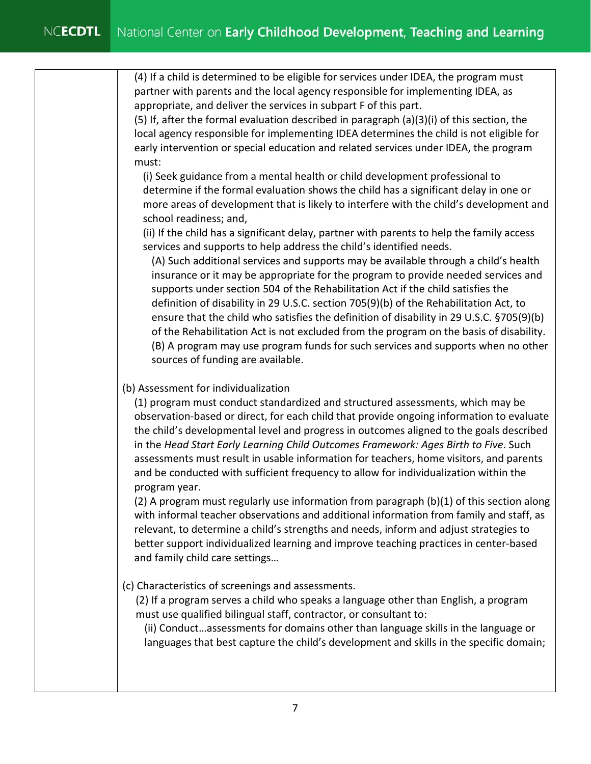| | |
|---|---|
| | (4) If a child is determined to be eligible for services under IDEA, the program must partner with parents and the local agency responsible for implementing IDEA, as appropriate, and deliver the services in subpart F of this part.<br>(5) If, after the formal evaluation described in paragraph (a)(3)(i) of this section, the local agency responsible for implementing IDEA determines the child is not eligible for early intervention or special education and related services under IDEA, the program must:<br>(i) Seek guidance from a mental health or child development professional to determine if the formal evaluation shows the child has a significant delay in one or more areas of development that is likely to interfere with the child's development and school readiness; and,<br>(ii) If the child has a significant delay, partner with parents to help the family access services and supports to help address the child's identified needs.<br>(A) Such additional services and supports may be available through a child's health insurance or it may be appropriate for the program to provide needed services and supports under section 504 of the Rehabilitation Act if the child satisfies the definition of disability in 29 U.S.C. section 705(9)(b) of the Rehabilitation Act, to ensure that the child who satisfies the definition of disability in 29 U.S.C. §705(9)(b) of the Rehabilitation Act is not excluded from the program on the basis of disability.<br>(B) A program may use program funds for such services and supports when no other sources of funding are available.<br><br>(b) Assessment for individualization<br>(1) program must conduct standardized and structured assessments, which may be observation-based or direct, for each child that provide ongoing information to evaluate the child's developmental level and progress in outcomes aligned to the goals described in the *Head Start Early Learning Child Outcomes Framework: Ages Birth to Five*. Such assessments must result in usable information for teachers, home visitors, and parents and be conducted with sufficient frequency to allow for individualization within the program year.<br>(2) A program must regularly use information from paragraph (b)(1) of this section along with informal teacher observations and additional information from family and staff, as relevant, to determine a child's strengths and needs, inform and adjust strategies to better support individualized learning and improve teaching practices in center-based and family child care settings…<br><br>(c) Characteristics of screenings and assessments.<br>(2) If a program serves a child who speaks a language other than English, a program must use qualified bilingual staff, contractor, or consultant to:<br>(ii) Conduct…assessments for domains other than language skills in the language or languages that best capture the child's development and skills in the specific domain; |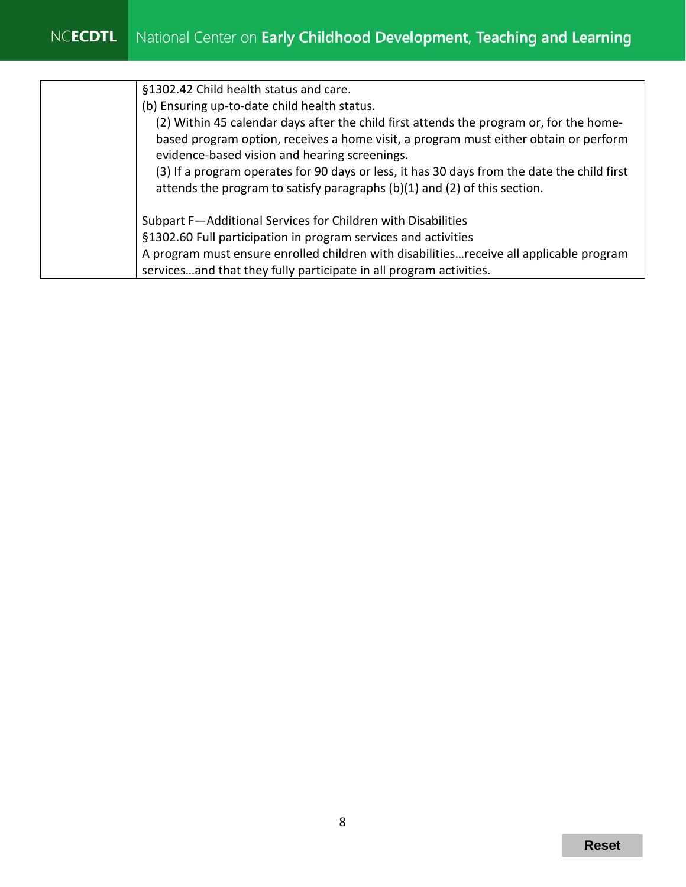| | |
|---|---|
| | §1302.42 Child health status and care.<br>(b) Ensuring up-to-date child health status.<br>(2) Within 45 calendar days after the child first attends the program or, for the home-based program option, receives a home visit, a program must either obtain or perform evidence-based vision and hearing screenings.<br>(3) If a program operates for 90 days or less, it has 30 days from the date the child first attends the program to satisfy paragraphs (b)(1) and (2) of this section.<br><br>Subpart F—Additional Services for Children with Disabilities<br>§1302.60 Full participation in program services and activities<br>A program must ensure enrolled children with disabilities…receive all applicable program services…and that they fully participate in all program activities. |

Reset